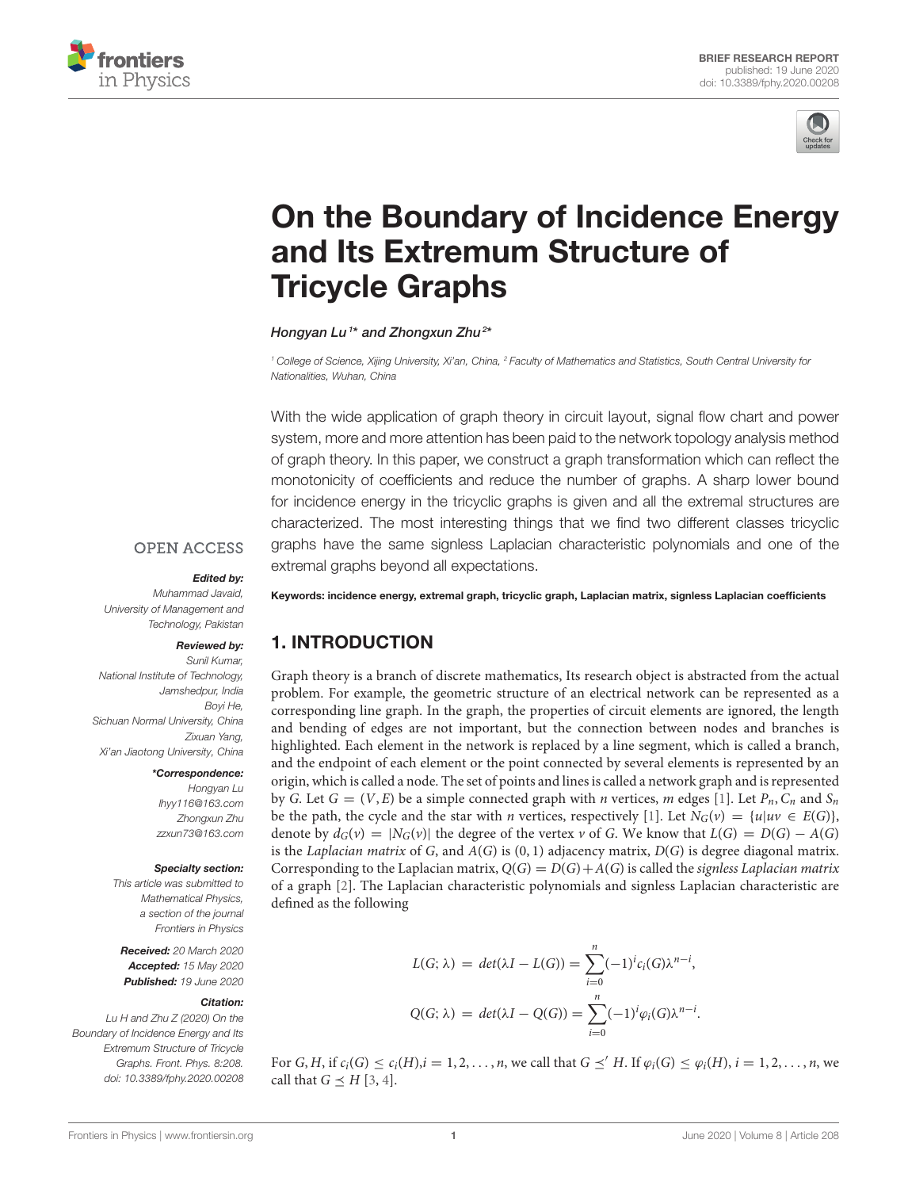BRIEF RESEARCH REPORT
published: 19 June 2020
doi: 10.3389/fphy.2020.00208

# On the Boundary of Incidence Energy and Its Extremum Structure of Tricycle Graphs

*Hongyan Lu[1]\* and Zhongxun Zhu[2]\**

[1] College of Science, Xijing University, Xi'an, China, [2] Faculty of Mathematics and Statistics, South Central University for Nationalities, Wuhan, China

With the wide application of graph theory in circuit layout, signal flow chart and power system, more and more attention has been paid to the network topology analysis method of graph theory. In this paper, we construct a graph transformation which can reflect the monotonicity of coefficients and reduce the number of graphs. A sharp lower bound for incidence energy in the tricyclic graphs is given and all the extremal structures are characterized. The most interesting things that we find two different classes tricyclic graphs have the same signless Laplacian characteristic polynomials and one of the extremal graphs beyond all expectations.

**Keywords: incidence energy, extremal graph, tricyclic graph, Laplacian matrix, signless Laplacian coefficients**

OPEN ACCESS

***Edited by:***
Muhammad Javaid,
University of Management and Technology, Pakistan

***Reviewed by:***
Sunil Kumar,
National Institute of Technology, Jamshedpur, India
Boyi He,
Sichuan Normal University, China
Zixuan Yang,
Xi'an Jiaotong University, China

***\*Correspondence:***
Hongyan Lu
lhyy116@163.com
Zhongxun Zhu
zzxun73@163.com

***Specialty section:***
This article was submitted to Mathematical Physics, a section of the journal Frontiers in Physics

**Received:** 20 March 2020
**Accepted:** 15 May 2020
**Published:** 19 June 2020

***Citation:***
Lu H and Zhu Z (2020) On the Boundary of Incidence Energy and Its Extremum Structure of Tricycle Graphs. Front. Phys. 8:208. doi: 10.3389/fphy.2020.00208

## 1. INTRODUCTION

Graph theory is a branch of discrete mathematics, Its research object is abstracted from the actual problem. For example, the geometric structure of an electrical network can be represented as a corresponding line graph. In the graph, the properties of circuit elements are ignored, the length and bending of edges are not important, but the connection between nodes and branches is highlighted. Each element in the network is replaced by a line segment, which is called a branch, and the endpoint of each element or the point connected by several elements is represented by an origin, which is called a node. The set of points and lines is called a network graph and is represented by $G$. Let $G = (V, E)$ be a simple connected graph with $n$ vertices, $m$ edges [1]. Let $P_n, C_n$ and $S_n$ be the path, the cycle and the star with $n$ vertices, respectively [1]. Let $N_G(v) = \{u|uv \in E(G)\}$, denote by $d_G(v) = |N_G(v)|$ the degree of the vertex $v$ of $G$. We know that $L(G) = D(G) - A(G)$ is the *Laplacian matrix* of $G$, and $A(G)$ is $(0, 1)$ adjacency matrix, $D(G)$ is degree diagonal matrix. Corresponding to the Laplacian matrix, $Q(G) = D(G) + A(G)$ is called the *signless Laplacian matrix* of a graph [2]. The Laplacian characteristic polynomials and signless Laplacian characteristic are defined as the following

$$L(G; \lambda) = det(\lambda I - L(G)) = \sum_{i=0}^{n} (-1)^i c_i(G) \lambda^{n-i},$$

$$Q(G; \lambda) = det(\lambda I - Q(G)) = \sum_{i=0}^{n} (-1)^i \varphi_i(G) \lambda^{n-i}.$$

For $G, H$, if $c_i(G) \leq c_i(H), i = 1, 2, \ldots, n$, we call that $G \preceq' H$. If $\varphi_i(G) \leq \varphi_i(H)$, $i = 1, 2, \ldots, n$, we call that $G \preceq H$ [3, 4].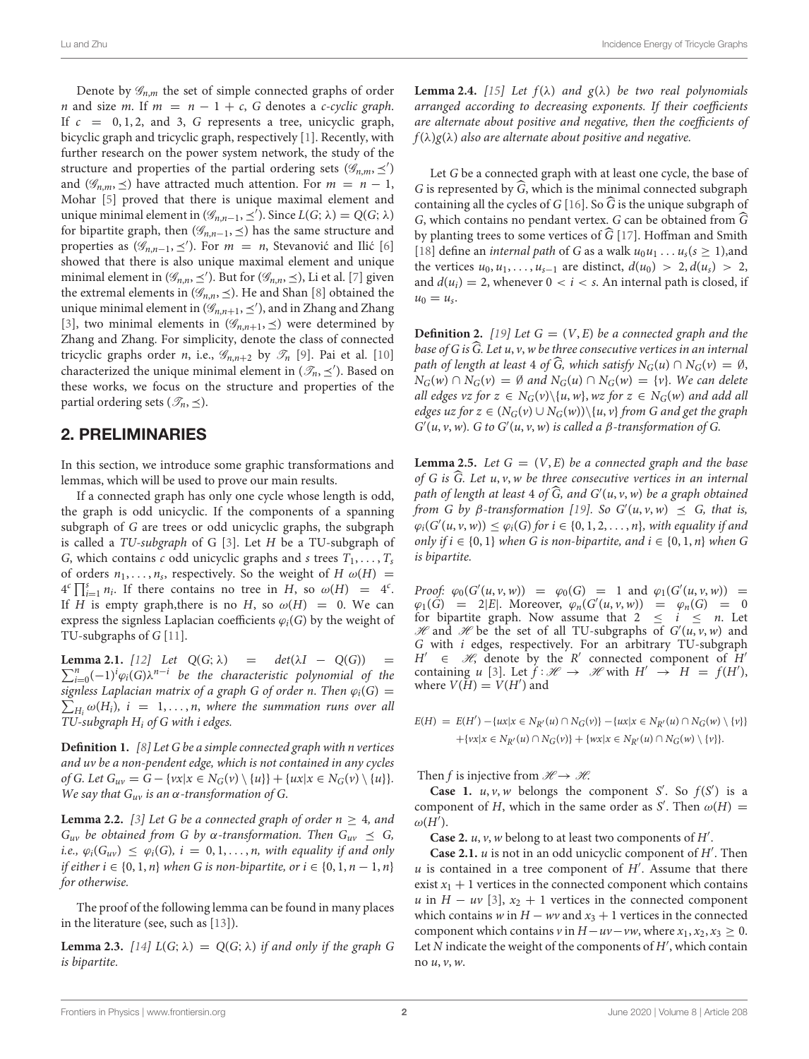Denote by $\mathscr{G}_{n,m}$ the set of simple connected graphs of order $n$ and size $m$. If $m = n - 1 + c$, $G$ denotes a $c$-cyclic graph. If $c = 0, 1, 2$, and 3, $G$ represents a tree, unicyclic graph, bicyclic graph and tricyclic graph, respectively [1]. Recently, with further research on the power system network, the study of the structure and properties of the partial ordering sets $(\mathscr{G}_{n,m}, \preceq')$ and $(\mathscr{G}_{n,m}, \preceq)$ have attracted much attention. For $m = n - 1$, Mohar [5] proved that there is unique maximal element and unique minimal element in $(\mathscr{G}_{n,n-1}, \preceq')$. Since $L(G; \lambda) = Q(G; \lambda)$ for bipartite graph, then $(\mathscr{G}_{n,n-1}, \preceq)$ has the same structure and properties as $(\mathscr{G}_{n,n-1}, \preceq')$. For $m = n$, Stevanović and Ilić [6] showed that there is also unique maximal element and unique minimal element in $(\mathscr{G}_{n,n}, \preceq')$. But for $(\mathscr{G}_{n,n}, \preceq)$, Li et al. [7] given the extremal elements in $(\mathscr{G}_{n,n}, \preceq)$. He and Shan [8] obtained the unique minimal element in $(\mathscr{G}_{n,n+1}, \preceq')$, and in Zhang and Zhang [3], two minimal elements in $(\mathscr{G}_{n,n+1}, \preceq)$ were determined by Zhang and Zhang. For simplicity, denote the class of connected tricyclic graphs order $n$, i.e., $\mathscr{G}_{n,n+2}$ by $\mathscr{T}_n$ [9]. Pai et al. [10] characterized the unique minimal element in $(\mathscr{T}_n, \preceq')$. Based on these works, we focus on the structure and properties of the partial ordering sets $(\mathscr{T}_n, \preceq)$.

## 2. PRELIMINARIES

In this section, we introduce some graphic transformations and lemmas, which will be used to prove our main results.

If a connected graph has only one cycle whose length is odd, the graph is odd unicyclic. If the components of a spanning subgraph of $G$ are trees or odd unicyclic graphs, the subgraph is called a *TU-subgraph* of G [3]. Let $H$ be a TU-subgraph of $G$, which contains $c$ odd unicyclic graphs and $s$ trees $T_1, \ldots, T_s$ of orders $n_1, \ldots, n_s$, respectively. So the weight of $H$ $\omega(H) = 4^c \prod_{i=1}^{s} n_i$. If there contains no tree in $H$, so $\omega(H) = 4^c$. If $H$ is empty graph,there is no $H$, so $\omega(H) = 0$. We can express the signless Laplacian coefficients $\varphi_i(G)$ by the weight of TU-subgraphs of $G$ [11].

**Lemma 2.1.** *[12] Let $Q(G; \lambda) = det(\lambda I - Q(G)) = \sum_{i=0}^{n}(-1)^i \varphi_i(G)\lambda^{n-i}$ be the characteristic polynomial of the signless Laplacian matrix of a graph G of order n. Then $\varphi_i(G) = \sum_{H_i} \omega(H_i)$, $i = 1, \ldots, n$, where the summation runs over all TU-subgraph $H_i$ of G with i edges.*

**Definition 1.** *[8] Let G be a simple connected graph with n vertices and uv be a non-pendent edge, which is not contained in any cycles of G. Let $G_{uv} = G - \{vx|x \in N_G(v) \setminus \{u\}\} + \{ux|x \in N_G(v) \setminus \{u\}\}$. We say that $G_{uv}$ is an $\alpha$-transformation of G.*

**Lemma 2.2.** *[3] Let G be a connected graph of order $n \geq 4$, and $G_{uv}$ be obtained from G by $\alpha$-transformation. Then $G_{uv} \preceq G$, i.e., $\varphi_i(G_{uv}) \leq \varphi_i(G)$, $i = 0, 1, \ldots, n$, with equality if and only if either $i \in \{0, 1, n\}$ when G is non-bipartite, or $i \in \{0, 1, n-1, n\}$ for otherwise.*

The proof of the following lemma can be found in many places in the literature (see, such as [13]).

**Lemma 2.3.** *[14] $L(G; \lambda) = Q(G; \lambda)$ if and only if the graph G is bipartite.*

**Lemma 2.4.** *[15] Let $f(\lambda)$ and $g(\lambda)$ be two real polynomials arranged according to decreasing exponents. If their coefficients are alternate about positive and negative, then the coefficients of $f(\lambda)g(\lambda)$ also are alternate about positive and negative.*

Let $G$ be a connected graph with at least one cycle, the base of $G$ is represented by $\widehat{G}$, which is the minimal connected subgraph containing all the cycles of $G$ [16]. So $\widehat{G}$ is the unique subgraph of $G$, which contains no pendant vertex. $G$ can be obtained from $\widehat{G}$ by planting trees to some vertices of $\widehat{G}$ [17]. Hoffman and Smith [18] define an *internal path* of $G$ as a walk $u_0u_1 \ldots u_s (s \geq 1)$,and the vertices $u_0, u_1, \ldots, u_{s-1}$ are distinct, $d(u_0) > 2, d(u_s) > 2$, and $d(u_i) = 2$, whenever $0 < i < s$. An internal path is closed, if $u_0 = u_s$.

**Definition 2.** *[19] Let $G = (V, E)$ be a connected graph and the base of G is $\widehat{G}$. Let $u, v, w$ be three consecutive vertices in an internal path of length at least 4 of $\widehat{G}$, which satisfy $N_G(u) \cap N_G(v) = \emptyset$, $N_G(v) \cap N_G(w) = \emptyset$ and $N_G(u) \cap N_G(w) = \{v\}$. We can delete all edges vz for $z \in N_G(v) \setminus \{u, w\}$, wz for $z \in N_G(w)$ and add all edges uz for $z \in (N_G(v) \cup N_G(w)) \setminus \{u, v\}$ from G and get the graph $G'(u, v, w)$. G to $G'(u, v, w)$ is called a $\beta$-transformation of G.*

**Lemma 2.5.** *Let $G = (V, E)$ be a connected graph and the base of G is $\widehat{G}$. Let $u, v, w$ be three consecutive vertices in an internal path of length at least 4 of $\widehat{G}$, and $G'(u, v, w)$ be a graph obtained from G by $\beta$-transformation [19]. So $G'(u, v, w) \preceq G$, that is, $\varphi_i(G'(u, v, w)) \leq \varphi_i(G)$ for $i \in \{0, 1, 2, \ldots, n\}$, with equality if and only if $i \in \{0, 1\}$ when G is non-bipartite, and $i \in \{0, 1, n\}$ when G is bipartite.*

*Proof:* $\varphi_0(G'(u, v, w)) = \varphi_0(G) = 1$ and $\varphi_1(G'(u, v, w)) = \varphi_1(G) = 2|E|$. Moreover, $\varphi_n(G'(u, v, w)) = \varphi_n(G) = 0$ for bipartite graph. Now assume that $2 \leq i \leq n$. Let $\mathscr{H}$ and $\mathscr{H}$ be the set of all TU-subgraphs of $G'(u, v, w)$ and $G$ with $i$ edges, respectively. For an arbitrary TU-subgraph $H' \in \mathscr{H}$, denote by the $R'$ connected component of $H'$ containing $u$ [3]. Let $f : \mathscr{H} \to \mathscr{H}$ with $H' \to H = f(H')$, where $V(H) = V(H')$ and

$$
\begin{aligned}
E(H) = \; & E(H') - \{ux|x \in N_{R'}(u) \cap N_G(v)\} - \{ux|x \in N_{R'}(u) \cap N_G(w) \setminus \{v\}\} \\
& + \{vx|x \in N_{R'}(u) \cap N_G(v)\} + \{wx|x \in N_{R'}(u) \cap N_G(w) \setminus \{v\}\}.
\end{aligned}
$$

Then $f$ is injective from $\mathscr{H} \to \mathscr{H}$.

**Case 1.** $u, v, w$ belongs the component $S'$. So $f(S')$ is a component of $H$, which in the same order as $S'$. Then $\omega(H) = \omega(H')$.

**Case 2.** $u, v, w$ belong to at least two components of $H'$.

**Case 2.1.** $u$ is not in an odd unicyclic component of $H'$. Then $u$ is contained in a tree component of $H'$. Assume that there exist $x_1 + 1$ vertices in the connected component which contains $u$ in $H - uv$ [3], $x_2 + 1$ vertices in the connected component which contains $w$ in $H - wv$ and $x_3 + 1$ vertices in the connected component which contains $v$ in $H - uv - vw$, where $x_1, x_2, x_3 \geq 0$. Let $N$ indicate the weight of the components of $H'$, which contain no $u, v, w$.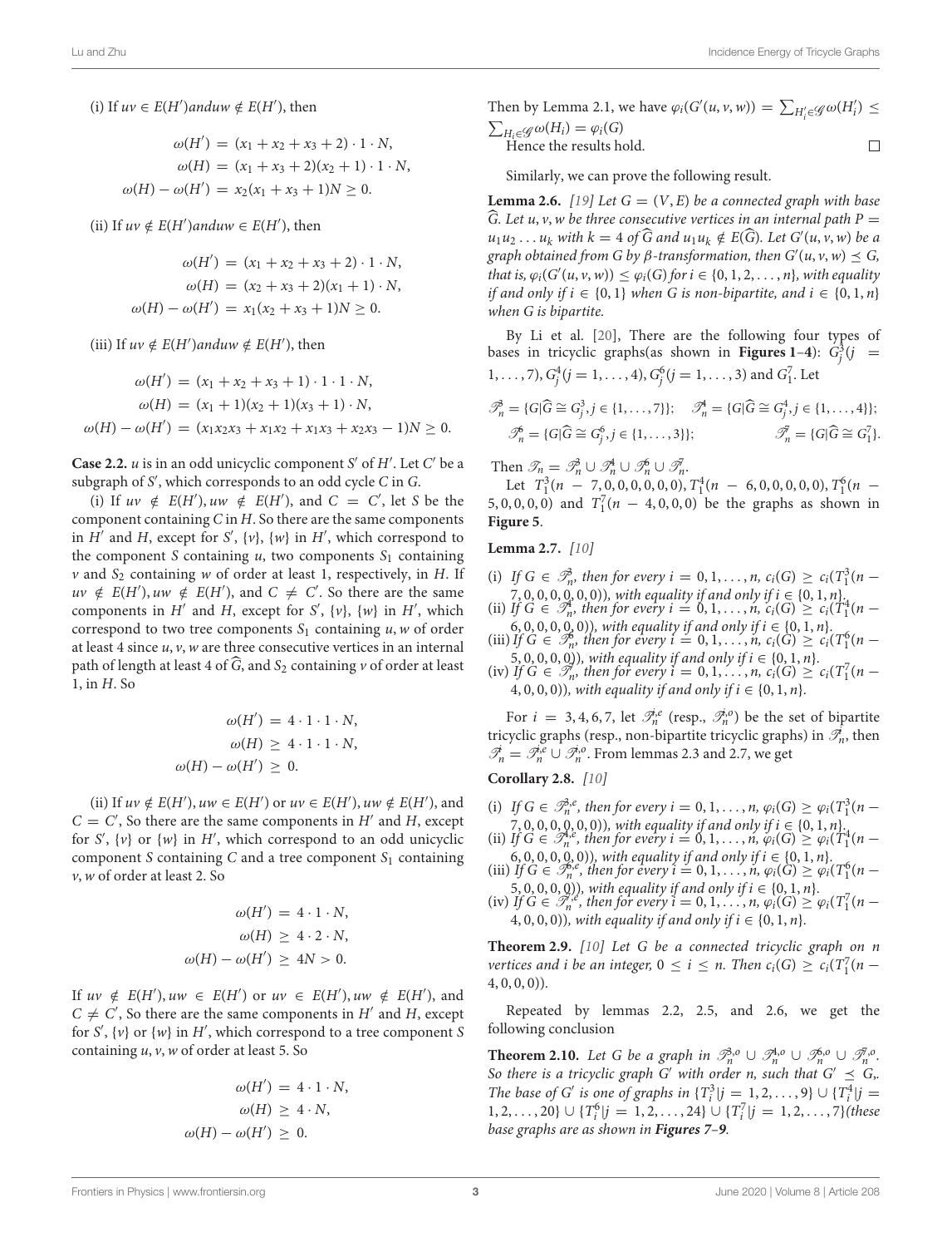(i) If $uv \in E(H')$ and $uw \notin E(H')$, then

$$\omega(H') = (x_1 + x_2 + x_3 + 2) \cdot 1 \cdot N,$$
$$\omega(H) = (x_1 + x_3 + 2)(x_2 + 1) \cdot 1 \cdot N,$$
$$\omega(H) - \omega(H') = x_2(x_1 + x_3 + 1)N \geq 0.$$

(ii) If $uv \notin E(H')$ and $uw \in E(H')$, then

$$\omega(H') = (x_1 + x_2 + x_3 + 2) \cdot 1 \cdot N,$$
$$\omega(H) = (x_2 + x_3 + 2)(x_1 + 1) \cdot N,$$
$$\omega(H) - \omega(H') = x_1(x_2 + x_3 + 1)N \geq 0.$$

(iii) If $uv \notin E(H')$ and $uw \notin E(H')$, then

$$\omega(H') = (x_1 + x_2 + x_3 + 1) \cdot 1 \cdot 1 \cdot N,$$
$$\omega(H) = (x_1 + 1)(x_2 + 1)(x_3 + 1) \cdot N,$$
$$\omega(H) - \omega(H') = (x_1x_2x_3 + x_1x_2 + x_1x_3 + x_2x_3 - 1)N \geq 0.$$

**Case 2.2.** $u$ is in an odd unicyclic component $S'$ of $H'$. Let $C'$ be a subgraph of $S'$, which corresponds to an odd cycle $C$ in $G$.

(i) If $uv \notin E(H'), uw \notin E(H')$, and $C = C'$, let $S$ be the component containing $C$ in $H$. So there are the same components in $H'$ and $H$, except for $S'$, $\{v\}$, $\{w\}$ in $H'$, which correspond to the component $S$ containing $u$, two components $S_1$ containing $v$ and $S_2$ containing $w$ of order at least 1, respectively, in $H$. If $uv \notin E(H'), uw \notin E(H')$, and $C \neq C'$. So there are the same components in $H'$ and $H$, except for $S'$, $\{v\}$, $\{w\}$ in $H'$, which correspond to two tree components $S_1$ containing $u, w$ of order at least 4 since $u, v, w$ are three consecutive vertices in an internal path of length at least 4 of $\widehat{G}$, and $S_2$ containing $v$ of order at least 1, in $H$. So

$$\omega(H') = 4 \cdot 1 \cdot 1 \cdot N,$$
$$\omega(H) \geq 4 \cdot 1 \cdot 1 \cdot N,$$
$$\omega(H) - \omega(H') \geq 0.$$

(ii) If $uv \notin E(H'), uw \in E(H')$ or $uv \in E(H'), uw \notin E(H')$, and $C = C'$, So there are the same components in $H'$ and $H$, except for $S'$, $\{v\}$ or $\{w\}$ in $H'$, which correspond to an odd unicyclic component $S$ containing $C$ and a tree component $S_1$ containing $v, w$ of order at least 2. So

$$\omega(H') = 4 \cdot 1 \cdot N,$$
$$\omega(H) \geq 4 \cdot 2 \cdot N,$$
$$\omega(H) - \omega(H') \geq 4N > 0.$$

If $uv \notin E(H'), uw \in E(H')$ or $uv \in E(H'), uw \notin E(H')$, and $C \neq C'$, So there are the same components in $H'$ and $H$, except for $S'$, $\{v\}$ or $\{w\}$ in $H'$, which correspond to a tree component $S$ containing $u, v, w$ of order at least 5. So

$$\omega(H') = 4 \cdot 1 \cdot N,$$
$$\omega(H) \geq 4 \cdot N,$$
$$\omega(H) - \omega(H') \geq 0.$$

Then by Lemma 2.1, we have $\varphi_i(G'(u, v, w)) = \sum_{H_i' \in \mathscr{G}} \omega(H_i') \leq \sum_{H_i \in \mathscr{G}} \omega(H_i) = \varphi_i(G)$

Hence the results hold. □

Similarly, we can prove the following result.

**Lemma 2.6.** [19] *Let $G = (V, E)$ be a connected graph with base $\widehat{G}$. Let $u, v, w$ be three consecutive vertices in an internal path $P = u_1u_2 \ldots u_k$ with $k = 4$ of $\widehat{G}$ and $u_1u_k \notin E(\widehat{G})$. Let $G'(u, v, w)$ be a graph obtained from $G$ by $\beta$-transformation, then $G'(u, v, w) \preceq G$, that is, $\varphi_i(G'(u, v, w)) \leq \varphi_i(G)$ for $i \in \{0, 1, 2, \ldots, n\}$, with equality if and only if $i \in \{0, 1\}$ when $G$ is non-bipartite, and $i \in \{0, 1, n\}$ when $G$ is bipartite.*

By Li et al. [20], There are the following four types of bases in tricyclic graphs(as shown in **Figures 1–4**): $G_j^3 (j = 1, \ldots, 7), G_j^4 (j = 1, \ldots, 4), G_j^6 (j = 1, \ldots, 3)$ and $G_1^7$. Let

$$\mathscr{T}_n^3 = \{G | \widehat{G} \cong G_j^3, j \in \{1, \ldots, 7\}\}; \quad \mathscr{T}_n^4 = \{G | \widehat{G} \cong G_j^4, j \in \{1, \ldots, 4\}\};$$
$$\mathscr{T}_n^6 = \{G | \widehat{G} \cong G_j^6, j \in \{1, \ldots, 3\}\}; \quad \mathscr{T}_n^7 = \{G | \widehat{G} \cong G_1^7\}.$$

Then $\mathscr{T}_n = \mathscr{T}_n^3 \cup \mathscr{T}_n^4 \cup \mathscr{T}_n^6 \cup \mathscr{T}_n^7$.

Let $T_1^3(n - 7, 0, 0, 0, 0, 0, 0), T_1^4(n - 6, 0, 0, 0, 0, 0), T_1^6(n - 5, 0, 0, 0, 0)$ and $T_1^7(n - 4, 0, 0, 0)$ be the graphs as shown in **Figure 5**.

**Lemma 2.7.** [10]

(i) *If $G \in \mathscr{T}_n^3$, then for every $i = 0, 1, \ldots, n$, $c_i(G) \geq c_i(T_1^3(n - 7, 0, 0, 0, 0, 0, 0))$, with equality if and only if $i \in \{0, 1, n\}$.*
(ii) *If $G \in \mathscr{T}_n^4$, then for every $i = 0, 1, \ldots, n$, $c_i(G) \geq c_i(T_1^4(n - 6, 0, 0, 0, 0, 0))$, with equality if and only if $i \in \{0, 1, n\}$.*
(iii) *If $G \in \mathscr{T}_n^6$, then for every $i = 0, 1, \ldots, n$, $c_i(G) \geq c_i(T_1^6(n - 5, 0, 0, 0, 0))$, with equality if and only if $i \in \{0, 1, n\}$.*
(iv) *If $G \in \mathscr{T}_n^7$, then for every $i = 0, 1, \ldots, n$, $c_i(G) \geq c_i(T_1^7(n - 4, 0, 0, 0))$, with equality if and only if $i \in \{0, 1, n\}$.*

For $i = 3, 4, 6, 7$, let $\mathscr{T}_n^{i,e}$ (resp., $\mathscr{T}_n^{i,o}$) be the set of bipartite tricyclic graphs (resp., non-bipartite tricyclic graphs) in $\mathscr{T}_n^i$, then $\mathscr{T}_n^i = \mathscr{T}_n^{i,e} \cup \mathscr{T}_n^{i,o}$. From lemmas 2.3 and 2.7, we get

**Corollary 2.8.** [10]

(i) *If $G \in \mathscr{T}_n^{3,e}$, then for every $i = 0, 1, \ldots, n$, $\varphi_i(G) \geq \varphi_i(T_1^3(n - 7, 0, 0, 0, 0, 0, 0))$, with equality if and only if $i \in \{0, 1, n\}$.*
(ii) *If $G \in \mathscr{T}_n^{4,e}$, then for every $i = 0, 1, \ldots, n$, $\varphi_i(G) \geq \varphi_i(T_1^4(n - 6, 0, 0, 0, 0, 0))$, with equality if and only if $i \in \{0, 1, n\}$.*
(iii) *If $G \in \mathscr{T}_n^{6,e}$, then for every $i = 0, 1, \ldots, n$, $\varphi_i(G) \geq \varphi_i(T_1^6(n - 5, 0, 0, 0, 0))$, with equality if and only if $i \in \{0, 1, n\}$.*
(iv) *If $G \in \mathscr{T}_n^{7,e}$, then for every $i = 0, 1, \ldots, n$, $\varphi_i(G) \geq \varphi_i(T_1^7(n - 4, 0, 0, 0))$, with equality if and only if $i \in \{0, 1, n\}$.*

**Theorem 2.9.** [10] *Let $G$ be a connected tricyclic graph on $n$ vertices and $i$ be an integer, $0 \leq i \leq n$. Then $c_i(G) \geq c_i(T_1^7(n - 4, 0, 0, 0))$.*

Repeated by lemmas 2.2, 2.5, and 2.6, we get the following conclusion

**Theorem 2.10.** *Let $G$ be a graph in $\mathscr{T}_n^{3,o} \cup \mathscr{T}_n^{4,o} \cup \mathscr{T}_n^{6,o} \cup \mathscr{T}_n^{7,o}$. So there is a tricyclic graph $G'$ with order $n$, such that $G' \preceq G$,. The base of $G'$ is one of graphs in $\{T_i^3 | j = 1, 2, \ldots, 9\} \cup \{T_i^4 | j = 1, 2, \ldots, 20\} \cup \{T_i^6 | j = 1, 2, \ldots, 24\} \cup \{T_i^7 | j = 1, 2, \ldots, 7\}$(these base graphs are as shown in **Figures 7–9**.*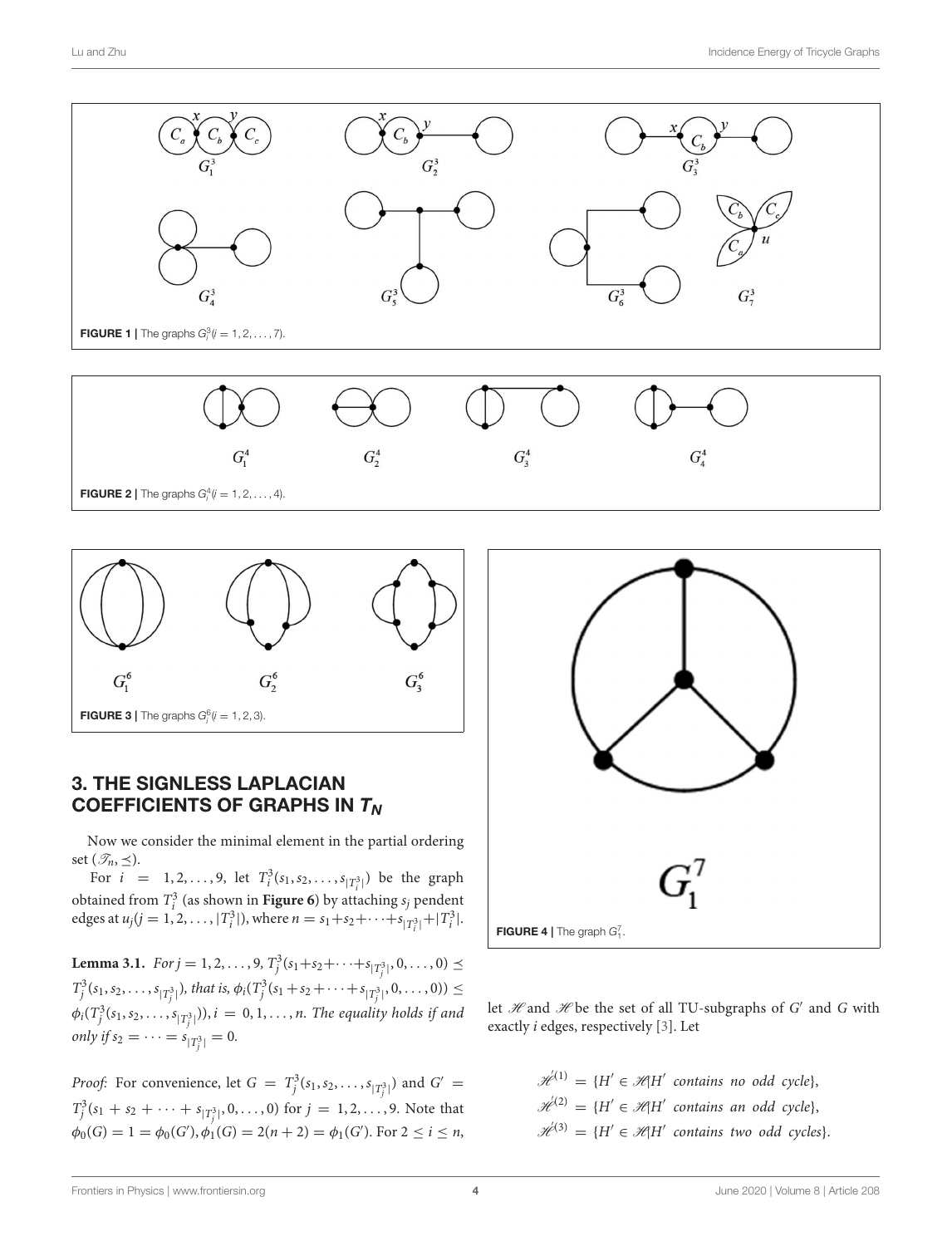**FIGURE 1 |** The graphs $G_i^3 (i = 1, 2, \ldots, 7)$.

**FIGURE 2 |** The graphs $G_i^4 (i = 1, 2, \ldots, 4)$.

**FIGURE 3 |** The graphs $G_i^6 (i = 1, 2, 3)$.

**FIGURE 4 |** The graph $G_1^7$.

## 3. THE SIGNLESS LAPLACIAN COEFFICIENTS OF GRAPHS IN $T_N$

Now we consider the minimal element in the partial ordering set $(\mathscr{T}_n, \preceq)$.

For $i = 1, 2, \ldots, 9$, let $T_i^3(s_1, s_2, \ldots, s_{|T_i^3|})$ be the graph obtained from $T_i^3$ (as shown in **Figure 6**) by attaching $s_j$ pendent edges at $u_j (j = 1, 2, \ldots, |T_i^3|)$, where $n = s_1 + s_2 + \cdots + s_{|T_i^3|} + |T_i^3|$.

**Lemma 3.1.** *For* $j = 1, 2, \ldots, 9$, $T_j^3(s_1 + s_2 + \cdots + s_{|T_j^3|}, 0, \ldots, 0) \preceq T_j^3(s_1, s_2, \ldots, s_{|T_j^3|})$, *that is,* $\phi_i(T_j^3(s_1 + s_2 + \cdots + s_{|T_j^3|}, 0, \ldots, 0)) \leq \phi_i(T_j^3(s_1, s_2, \ldots, s_{|T_j^3|}))$, $i = 0, 1, \ldots, n$. *The equality holds if and only if* $s_2 = \cdots = s_{|T_j^3|} = 0$.

*Proof:* For convenience, let $G = T_j^3(s_1, s_2, \ldots, s_{|T_j^3|})$ and $G' = T_j^3(s_1 + s_2 + \cdots + s_{|T_j^3|}, 0, \ldots, 0)$ for $j = 1, 2, \ldots, 9$. Note that $\phi_0(G) = 1 = \phi_0(G')$, $\phi_1(G) = 2(n+2) = \phi_1(G')$. For $2 \leq i \leq n$, let $\mathscr{H}'$ and $\mathscr{H}$ be the set of all TU-subgraphs of $G'$ and $G$ with exactly $i$ edges, respectively [3]. Let

$$\mathscr{H}'^{(1)} = \{H' \in \mathscr{H}' | H' \text{ contains no odd cycle}\},$$
$$\mathscr{H}'^{(2)} = \{H' \in \mathscr{H}' | H' \text{ contains an odd cycle}\},$$
$$\mathscr{H}'^{(3)} = \{H' \in \mathscr{H}' | H' \text{ contains two odd cycles}\}.$$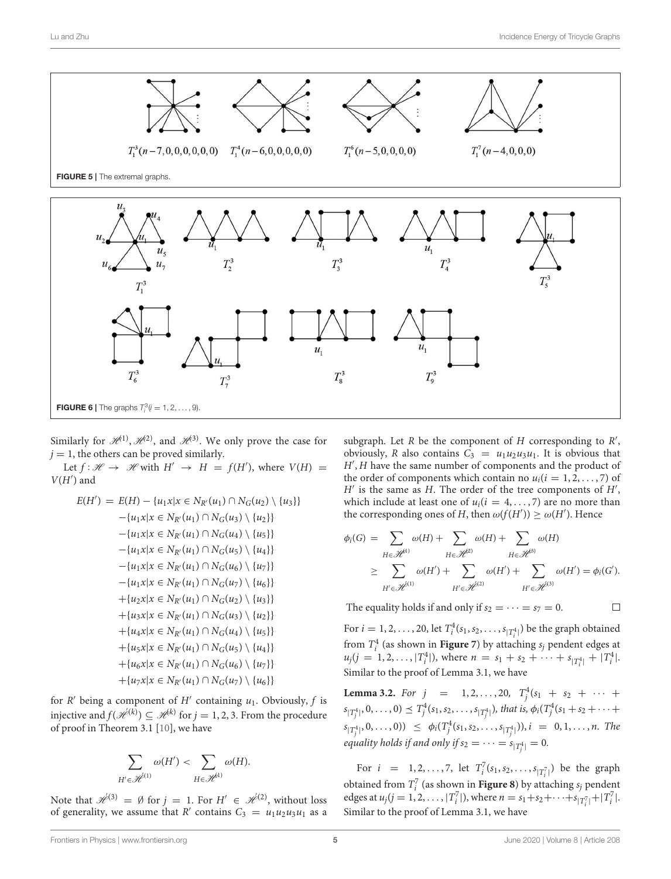FIGURE 5 | The extremal graphs.

FIGURE 6 | The graphs $T_i^3 (i = 1, 2, \ldots, 9)$.

Similarly for $\mathscr{H}^{(1)}, \mathscr{H}^{(2)}$, and $\mathscr{H}^{(3)}$. We only prove the case for $j = 1$, the others can be proved similarly.

Let $f : \mathscr{H} \to \mathscr{H}$ with $H' \to H = f(H')$, where $V(H) = V(H')$ and

$$\begin{aligned}
E(H') = E(H) &- \{u_1x | x \in N_{R'}(u_1) \cap N_G(u_2) \setminus \{u_3\}\} \\
&- \{u_1x | x \in N_{R'}(u_1) \cap N_G(u_3) \setminus \{u_2\}\} \\
&- \{u_1x | x \in N_{R'}(u_1) \cap N_G(u_4) \setminus \{u_5\}\} \\
&- \{u_1x | x \in N_{R'}(u_1) \cap N_G(u_5) \setminus \{u_4\}\} \\
&- \{u_1x | x \in N_{R'}(u_1) \cap N_G(u_6) \setminus \{u_7\}\} \\
&- \{u_1x | x \in N_{R'}(u_1) \cap N_G(u_7) \setminus \{u_6\}\} \\
&+ \{u_2x | x \in N_{R'}(u_1) \cap N_G(u_2) \setminus \{u_3\}\} \\
&+ \{u_3x | x \in N_{R'}(u_1) \cap N_G(u_3) \setminus \{u_2\}\} \\
&+ \{u_4x | x \in N_{R'}(u_1) \cap N_G(u_4) \setminus \{u_5\}\} \\
&+ \{u_5x | x \in N_{R'}(u_1) \cap N_G(u_5) \setminus \{u_4\}\} \\
&+ \{u_6x | x \in N_{R'}(u_1) \cap N_G(u_6) \setminus \{u_7\}\} \\
&+ \{u_7x | x \in N_{R'}(u_1) \cap N_G(u_7) \setminus \{u_6\}\}
\end{aligned}$$

for $R'$ being a component of $H'$ containing $u_1$. Obviously, $f$ is injective and $f(\mathscr{H}'^{(k)}) \subseteq \mathscr{H}^{(k)}$ for $j = 1, 2, 3$. From the procedure of proof in Theorem 3.1 [10], we have

$$\sum_{H' \in \mathscr{H}'^{(1)}} \omega(H') < \sum_{H \in \mathscr{H}^{(1)}} \omega(H).$$

Note that $\mathscr{H}'^{(3)} = \emptyset$ for $j = 1$. For $H' \in \mathscr{H}'^{(2)}$, without loss of generality, we assume that $R'$ contains $C_3 = u_1u_2u_3u_1$ as a subgraph. Let $R$ be the component of $H$ corresponding to $R'$, obviously, $R$ also contains $C_3 = u_1u_2u_3u_1$. It is obvious that $H', H$ have the same number of components and the product of the order of components which contain no $u_i (i = 1, 2, \ldots, 7)$ of $H'$ is the same as $H$. The order of the tree components of $H'$, which include at least one of $u_i (i = 4, \ldots, 7)$ are no more than the corresponding ones of $H$, then $\omega(f(H')) \geq \omega(H')$. Hence

$$\begin{aligned}
\phi_i(G) &= \sum_{H \in \mathscr{H}^{(1)}} \omega(H) + \sum_{H \in \mathscr{H}^{(2)}} \omega(H) + \sum_{H \in \mathscr{H}^{(3)}} \omega(H) \\
&\geq \sum_{H' \in \mathscr{H}'^{(1)}} \omega(H') + \sum_{H' \in \mathscr{H}'^{(2)}} \omega(H') + \sum_{H' \in \mathscr{H}'^{(3)}} \omega(H') = \phi_i(G').
\end{aligned}$$

The equality holds if and only if $s_2 = \cdots = s_7 = 0$. $\square$

For $i = 1, 2, \ldots, 20$, let $T_i^4(s_1, s_2, \ldots, s_{|T_i^4|})$ be the graph obtained from $T_i^4$ (as shown in **Figure 7**) by attaching $s_j$ pendent edges at $u_j (j = 1, 2, \ldots, |T_i^4|)$, where $n = s_1 + s_2 + \cdots + s_{|T_i^4|} + |T_i^4|$. Similar to the proof of Lemma 3.1, we have

**Lemma 3.2.** *For $j = 1, 2, \ldots, 20$, $T_j^4(s_1 + s_2 + \cdots + s_{|T_j^4|}, 0, \ldots, 0) \preceq T_j^4(s_1, s_2, \ldots, s_{|T_j^4|})$, that is, $\phi_i(T_j^4(s_1 + s_2 + \cdots + s_{|T_j^4|}, 0, \ldots, 0)) \leq \phi_i(T_j^4(s_1, s_2, \ldots, s_{|T_j^4|})), i = 0, 1, \ldots, n$. The equality holds if and only if $s_2 = \cdots = s_{|T_j^4|} = 0$.*

For $i = 1, 2, \ldots, 7$, let $T_i^7(s_1, s_2, \ldots, s_{|T_i^7|})$ be the graph obtained from $T_i^7$ (as shown in **Figure 8**) by attaching $s_j$ pendent edges at $u_j (j = 1, 2, \ldots, |T_i^7|)$, where $n = s_1 + s_2 + \cdots + s_{|T_i^7|} + |T_i^7|$. Similar to the proof of Lemma 3.1, we have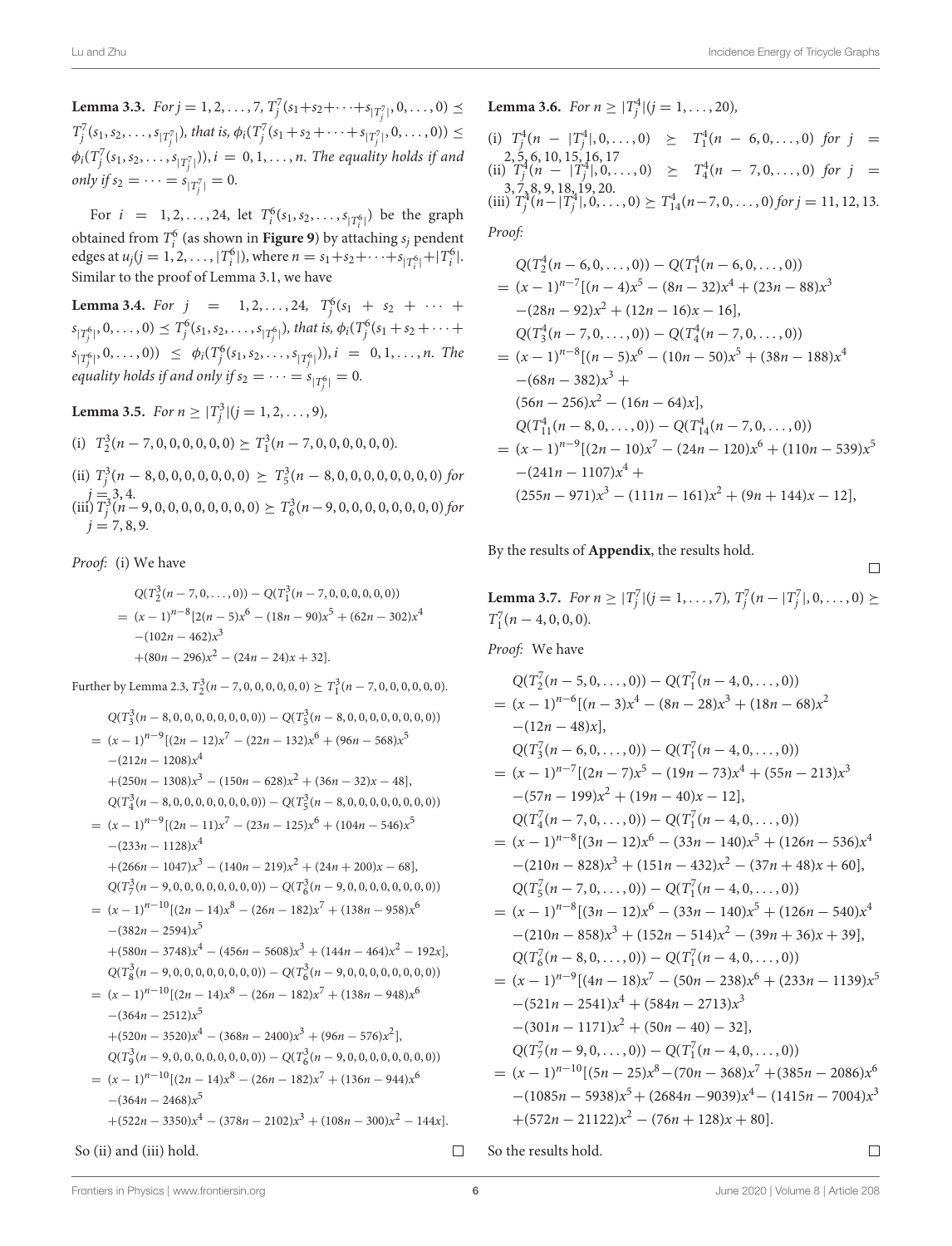**Lemma 3.3.** *For* $j = 1, 2, \ldots, 7$, $T_j^7(s_1+s_2+\cdots+s_{|T_j^7|}, 0, \ldots, 0) \preceq T_j^7(s_1, s_2, \ldots, s_{|T_j^7|})$, *that is,* $\phi_i(T_j^7(s_1+s_2+\cdots+s_{|T_j^7|}, 0, \ldots, 0)) \leq \phi_i(T_j^7(s_1, s_2, \ldots, s_{|T_j^7|})), i = 0, 1, \ldots, n$. *The equality holds if and only if* $s_2 = \cdots = s_{|T_j^7|} = 0$.

For $i = 1, 2, \ldots, 24$, let $T_i^6(s_1, s_2, \ldots, s_{|T_i^6|})$ be the graph obtained from $T_i^6$ (as shown in **Figure 9**) by attaching $s_j$ pendent edges at $u_j (j = 1, 2, \ldots, |T_i^6|)$, where $n = s_1+s_2+\cdots+s_{|T_i^6|}+|T_i^6|$. Similar to the proof of Lemma 3.1, we have

**Lemma 3.4.** *For* $j = 1, 2, \ldots, 24$, $T_j^6(s_1 + s_2 + \cdots + s_{|T_j^6|}, 0, \ldots, 0) \preceq T_j^6(s_1, s_2, \ldots, s_{|T_j^6|})$, *that is,* $\phi_i(T_j^6(s_1+s_2+\cdots+s_{|T_j^6|}, 0, \ldots, 0)) \leq \phi_i(T_j^6(s_1, s_2, \ldots, s_{|T_j^6|})), i = 0, 1, \ldots, n$. *The equality holds if and only if* $s_2 = \cdots = s_{|T_j^6|} = 0$.

**Lemma 3.5.** *For* $n \geq |T_j^3| (j = 1, 2, \ldots, 9)$,

(i) $T_2^3(n-7, 0, 0, 0, 0, 0, 0) \succeq T_1^3(n-7, 0, 0, 0, 0, 0, 0)$.

(ii) $T_j^3(n-8, 0, 0, 0, 0, 0, 0, 0) \succeq T_5^3(n-8, 0, 0, 0, 0, 0, 0, 0, 0)$ *for* $j = 3, 4$.

(iii) $T_j^3(n-9, 0, 0, 0, 0, 0, 0, 0, 0) \succeq T_6^3(n-9, 0, 0, 0, 0, 0, 0, 0, 0)$ *for* $j = 7, 8, 9$.

*Proof:* (i) We have

$$
\begin{aligned}
&Q(T_2^3(n-7, 0, \ldots, 0)) - Q(T_1^3(n-7, 0, 0, 0, 0, 0, 0)) \\
&= (x-1)^{n-8}[2(n-5)x^6 - (18n-90)x^5 + (62n-302)x^4 \\
&\quad -(102n-462)x^3 \\
&\quad +(80n-296)x^2 - (24n-24)x + 32].
\end{aligned}
$$

Further by Lemma 2.3, $T_2^3(n-7, 0, 0, 0, 0, 0, 0) \succeq T_1^3(n-7, 0, 0, 0, 0, 0, 0)$.

$$
\begin{aligned}
&Q(T_3^3(n-8, 0, 0, 0, 0, 0, 0, 0, 0)) - Q(T_5^3(n-8, 0, 0, 0, 0, 0, 0, 0, 0)) \\
&= (x-1)^{n-9}[(2n-12)x^7 - (22n-132)x^6 + (96n-568)x^5 \\
&\quad -(212n-1208)x^4 \\
&\quad +(250n-1308)x^3 - (150n-628)x^2 + (36n-32)x - 48], \\
&Q(T_4^3(n-8, 0, 0, 0, 0, 0, 0, 0, 0)) - Q(T_5^3(n-8, 0, 0, 0, 0, 0, 0, 0, 0)) \\
&= (x-1)^{n-9}[(2n-11)x^7 - (23n-125)x^6 + (104n-546)x^5 \\
&\quad -(233n-1128)x^4 \\
&\quad +(266n-1047)x^3 - (140n-219)x^2 + (24n+200)x - 68], \\
&Q(T_7^3(n-9, 0, 0, 0, 0, 0, 0, 0, 0)) - Q(T_6^3(n-9, 0, 0, 0, 0, 0, 0, 0, 0)) \\
&= (x-1)^{n-10}[(2n-14)x^8 - (26n-182)x^7 + (138n-958)x^6 \\
&\quad -(382n-2594)x^5 \\
&\quad +(580n-3748)x^4 - (456n-5608)x^3 + (144n-464)x^2 - 192x], \\
&Q(T_8^3(n-9, 0, 0, 0, 0, 0, 0, 0, 0)) - Q(T_6^3(n-9, 0, 0, 0, 0, 0, 0, 0, 0)) \\
&= (x-1)^{n-10}[(2n-14)x^8 - (26n-182)x^7 + (138n-948)x^6 \\
&\quad -(364n-2512)x^5 \\
&\quad +(520n-3520)x^4 - (368n-2400)x^3 + (96n-576)x^2], \\
&Q(T_9^3(n-9, 0, 0, 0, 0, 0, 0, 0, 0)) - Q(T_6^3(n-9, 0, 0, 0, 0, 0, 0, 0, 0)) \\
&= (x-1)^{n-10}[(2n-14)x^8 - (26n-182)x^7 + (136n-944)x^6 \\
&\quad -(364n-2468)x^5 \\
&\quad +(522n-3350)x^4 - (378n-2102)x^3 + (108n-300)x^2 - 144x].
\end{aligned}
$$

So (ii) and (iii) hold. ◻

**Lemma 3.6.** *For* $n \geq |T_j^4| (j = 1, \ldots, 20)$,

(i) $T_j^4(n-|T_j^4|, 0, \ldots, 0) \succeq T_1^4(n-6, 0, \ldots, 0)$ *for* $j = 2, 5, 6, 10, 15, 16, 17$

(ii) $T_j^4(n-|T_j^4|, 0, \ldots, 0) \succeq T_4^4(n-7, 0, \ldots, 0)$ *for* $j = 3, 7, 8, 9, 18, 19, 20$.

(iii) $T_j^4(n-|T_j^4|, 0, \ldots, 0) \succeq T_{14}^4(n-7, 0, \ldots, 0)$ *for* $j = 11, 12, 13$.

*Proof:*

$$
\begin{aligned}
&Q(T_2^4(n-6, 0, \ldots, 0)) - Q(T_1^4(n-6, 0, \ldots, 0)) \\
&= (x-1)^{n-7}[(n-4)x^5 - (8n-32)x^4 + (23n-88)x^3 \\
&\quad -(28n-92)x^2 + (12n-16)x - 16], \\
&Q(T_3^4(n-7, 0, \ldots, 0)) - Q(T_4^4(n-7, 0, \ldots, 0)) \\
&= (x-1)^{n-8}[(n-5)x^6 - (10n-50)x^5 + (38n-188)x^4 \\
&\quad -(68n-382)x^3 + \\
&\quad (56n-256)x^2 - (16n-64)x], \\
&Q(T_{11}^4(n-8, 0, \ldots, 0)) - Q(T_{14}^4(n-7, 0, \ldots, 0)) \\
&= (x-1)^{n-9}[(2n-10)x^7 - (24n-120)x^6 + (110n-539)x^5 \\
&\quad -(241n-1107)x^4 + \\
&\quad (255n-971)x^3 - (111n-161)x^2 + (9n+144)x - 12],
\end{aligned}
$$

By the results of **Appendix**, the results hold. ◻

**Lemma 3.7.** *For* $n \geq |T_j^7| (j = 1, \ldots, 7)$, $T_j^7(n-|T_j^7|, 0, \ldots, 0) \succeq T_1^7(n-4, 0, 0, 0)$.

*Proof:* We have

$$
\begin{aligned}
&Q(T_2^7(n-5, 0, \ldots, 0)) - Q(T_1^7(n-4, 0, \ldots, 0)) \\
&= (x-1)^{n-6}[(n-3)x^4 - (8n-28)x^3 + (18n-68)x^2 \\
&\quad -(12n-48)x], \\
&Q(T_3^7(n-6, 0, \ldots, 0)) - Q(T_1^7(n-4, 0, \ldots, 0)) \\
&= (x-1)^{n-7}[(2n-7)x^5 - (19n-73)x^4 + (55n-213)x^3 \\
&\quad -(57n-199)x^2 + (19n-40)x - 12], \\
&Q(T_4^7(n-7, 0, \ldots, 0)) - Q(T_1^7(n-4, 0, \ldots, 0)) \\
&= (x-1)^{n-8}[(3n-12)x^6 - (33n-140)x^5 + (126n-536)x^4 \\
&\quad -(210n-828)x^3 + (151n-432)x^2 - (37n+48)x + 60], \\
&Q(T_5^7(n-7, 0, \ldots, 0)) - Q(T_1^7(n-4, 0, \ldots, 0)) \\
&= (x-1)^{n-8}[(3n-12)x^6 - (33n-140)x^5 + (126n-540)x^4 \\
&\quad -(210n-858)x^3 + (152n-514)x^2 - (39n+36)x + 39], \\
&Q(T_6^7(n-8, 0, \ldots, 0)) - Q(T_1^7(n-4, 0, \ldots, 0)) \\
&= (x-1)^{n-9}[(4n-18)x^7 - (50n-238)x^6 + (233n-1139)x^5 \\
&\quad -(521n-2541)x^4 + (584n-2713)x^3 \\
&\quad -(301n-1171)x^2 + (50n-40) - 32], \\
&Q(T_7^7(n-9, 0, \ldots, 0)) - Q(T_1^7(n-4, 0, \ldots, 0)) \\
&= (x-1)^{n-10}[(5n-25)x^8 - (70n-368)x^7 + (385n-2086)x^6 \\
&\quad -(1085n-5938)x^5 + (2684n-9039)x^4 - (1415n-7004)x^3 \\
&\quad +(572n-21122)x^2 - (76n+128)x + 80].
\end{aligned}
$$

So the results hold. ◻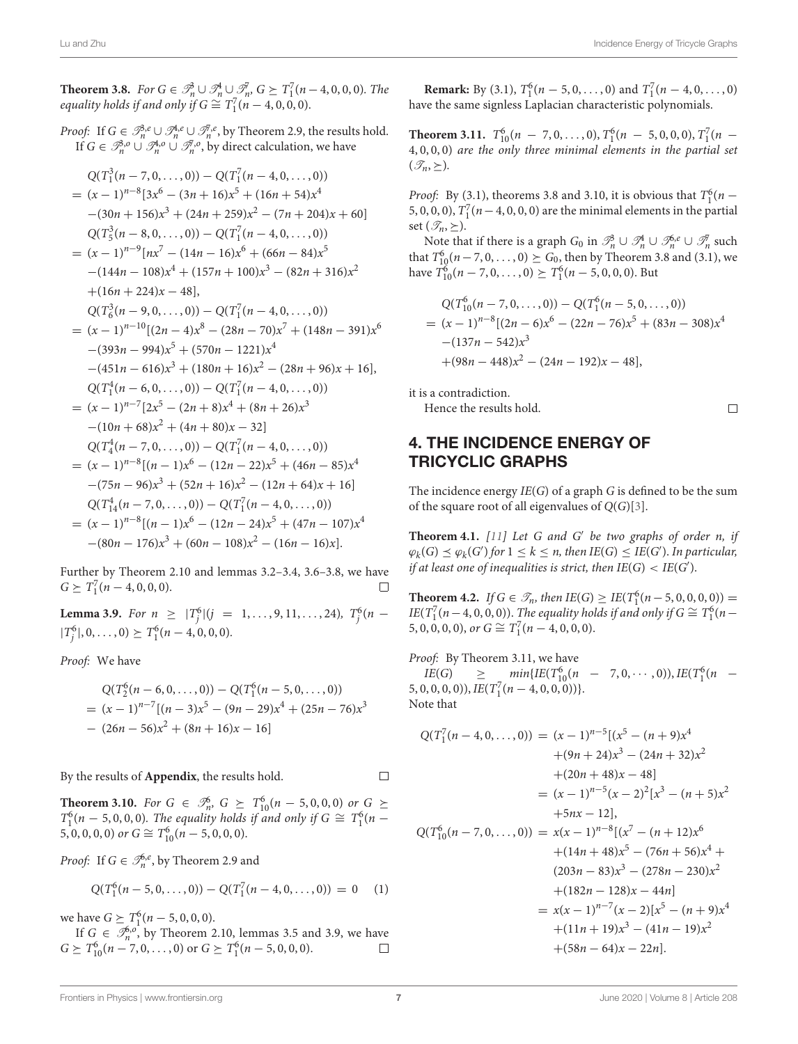**Theorem 3.8.** *For $G \in \mathscr{T}_n^3 \cup \mathscr{T}_n^4 \cup \mathscr{T}_n^7$, $G \succeq T_1^7(n-4,0,0,0)$. The equality holds if and only if $G \cong T_1^7(n-4,0,0,0)$.*

*Proof:* If $G \in \mathscr{T}_n^{3,e} \cup \mathscr{T}_n^{4,e} \cup \mathscr{T}_n^{7,e}$, by Theorem 2.9, the results hold. If $G \in \mathscr{T}_n^{3,o} \cup \mathscr{T}_n^{4,o} \cup \mathscr{T}_n^{7,o}$, by direct calculation, we have

$$
\begin{aligned}
& Q(T_1^3(n-7,0,\ldots,0)) - Q(T_1^7(n-4,0,\ldots,0)) \\
&= (x-1)^{n-8}[3x^6 - (3n+16)x^5 + (16n+54)x^4 \\
&\quad -(30n+156)x^3 + (24n+259)x^2 - (7n+204)x + 60] \\
& Q(T_5^3(n-8,0,\ldots,0)) - Q(T_1^7(n-4,0,\ldots,0)) \\
&= (x-1)^{n-9}[nx^7 - (14n-16)x^6 + (66n-84)x^5 \\
&\quad -(144n-108)x^4 + (157n+100)x^3 - (82n+316)x^2 \\
&\quad +(16n+224)x - 48], \\
& Q(T_6^3(n-9,0,\ldots,0)) - Q(T_1^7(n-4,0,\ldots,0)) \\
&= (x-1)^{n-10}[(2n-4)x^8 - (28n-70)x^7 + (148n-391)x^6 \\
&\quad -(393n-994)x^5 + (570n-1221)x^4 \\
&\quad -(451n-616)x^3 + (180n+16)x^2 - (28n+96)x + 16], \\
& Q(T_1^4(n-6,0,\ldots,0)) - Q(T_1^7(n-4,0,\ldots,0)) \\
&= (x-1)^{n-7}[2x^5 - (2n+8)x^4 + (8n+26)x^3 \\
&\quad -(10n+68)x^2 + (4n+80)x - 32] \\
& Q(T_4^4(n-7,0,\ldots,0)) - Q(T_1^7(n-4,0,\ldots,0)) \\
&= (x-1)^{n-8}[(n-1)x^6 - (12n-22)x^5 + (46n-85)x^4 \\
&\quad -(75n-96)x^3 + (52n+16)x^2 - (12n+64)x + 16] \\
& Q(T_{14}^4(n-7,0,\ldots,0)) - Q(T_1^7(n-4,0,\ldots,0)) \\
&= (x-1)^{n-8}[(n-1)x^6 - (12n-24)x^5 + (47n-107)x^4 \\
&\quad -(80n-176)x^3 + (60n-108)x^2 - (16n-16)x].
\end{aligned}
$$

Further by Theorem 2.10 and lemmas 3.2–3.4, 3.6–3.8, we have $G \succeq T_1^7(n-4,0,0,0)$. $\square$

**Lemma 3.9.** *For $n \geq |T_j^6| (j = 1,\ldots,9,11,\ldots,24)$, $T_j^6(n - |T_j^6|, 0, \ldots, 0) \succeq T_1^6(n-4,0,0,0)$.*

*Proof:* We have

$$
\begin{aligned}
& Q(T_2^6(n-6,0,\ldots,0)) - Q(T_1^6(n-5,0,\ldots,0)) \\
&= (x-1)^{n-7}[(n-3)x^5 - (9n-29)x^4 + (25n-76)x^3 \\
&\quad -(26n-56)x^2 + (8n+16)x - 16]
\end{aligned}
$$

By the results of **Appendix**, the results hold. $\square$

**Theorem 3.10.** *For $G \in \mathscr{T}_n^6$, $G \succeq T_{10}^6(n-5,0,0,0)$ or $G \succeq T_1^6(n-5,0,0,0)$. The equality holds if and only if $G \cong T_1^6(n-5,0,0,0,0)$ or $G \cong T_{10}^6(n-5,0,0,0)$.*

*Proof:* If $G \in \mathscr{T}_n^{6,e}$, by Theorem 2.9 and

$$Q(T_1^6(n-5,0,\ldots,0)) - Q(T_1^7(n-4,0,\ldots,0)) = 0 \quad (1)$$

we have $G \succeq T_1^6(n-5,0,0,0)$.

If $G \in \mathscr{T}_n^{6,o}$, by Theorem 2.10, lemmas 3.5 and 3.9, we have $G \succeq T_{10}^6(n-7,0,\ldots,0)$ or $G \succeq T_1^6(n-5,0,0,0)$. $\square$

**Remark:** By (3.1), $T_1^6(n-5,0,\ldots,0)$ and $T_1^7(n-4,0,\ldots,0)$ have the same signless Laplacian characteristic polynomials.

**Theorem 3.11.** *$T_{10}^6(n-7,0,\ldots,0)$, $T_1^6(n-5,0,0,0)$, $T_1^7(n-4,0,0,0)$ are the only three minimal elements in the partial set $(\mathscr{T}_n, \succeq)$.*

*Proof:* By (3.1), theorems 3.8 and 3.10, it is obvious that $T_1^6(n-5,0,0,0)$, $T_1^7(n-4,0,0,0)$ are the minimal elements in the partial set $(\mathscr{T}_n, \succeq)$.

Note that if there is a graph $G_0$ in $\mathscr{T}_n^3 \cup \mathscr{T}_n^4 \cup \mathscr{T}_n^{6,e} \cup \mathscr{T}_n^7$ such that $T_{10}^6(n-7,0,\ldots,0) \succeq G_0$, then by Theorem 3.8 and (3.1), we have $T_{10}^6(n-7,0,\ldots,0) \succeq T_1^6(n-5,0,0,0)$. But

$$
\begin{aligned}
& Q(T_{10}^6(n-7,0,\ldots,0)) - Q(T_1^6(n-5,0,\ldots,0)) \\
&= (x-1)^{n-8}[(2n-6)x^6 - (22n-76)x^5 + (83n-308)x^4 \\
&\quad -(137n-542)x^3 \\
&\quad +(98n-448)x^2 - (24n-192)x - 48],
\end{aligned}
$$

it is a contradiction.

Hence the results hold. $\square$

## 4. THE INCIDENCE ENERGY OF TRICYCLIC GRAPHS

The incidence energy $IE(G)$ of a graph $G$ is defined to be the sum of the square root of all eigenvalues of $Q(G)$[3].

**Theorem 4.1.** *[11] Let $G$ and $G'$ be two graphs of order $n$, if $\varphi_k(G) \preceq \varphi_k(G')$ for $1 \leq k \leq n$, then $IE(G) \leq IE(G')$. In particular, if at least one of inequalities is strict, then $IE(G) < IE(G')$.*

**Theorem 4.2.** *If $G \in \mathscr{T}_n$, then $IE(G) \geq IE(T_1^6(n-5,0,0,0,0)) = IE(T_1^7(n-4,0,0,0))$. The equality holds if and only if $G \cong T_1^6(n-5,0,0,0,0)$, or $G \cong T_1^7(n-4,0,0,0)$.*

*Proof:* By Theorem 3.11, we have
$IE(G) \geq min\{IE(T_{10}^6(n-7,0,\cdots,0)), IE(T_1^6(n-5,0,0,0,0)), IE(T_1^7(n-4,0,0,0))\}$.
Note that

$$
\begin{aligned}
Q(T_1^7(n-4,0,\ldots,0)) &= (x-1)^{n-5}[(x^5 - (n+9)x^4 \\
&\quad +(9n+24)x^3 - (24n+32)x^2 \\
&\quad +(20n+48)x - 48] \\
&= (x-1)^{n-5}(x-2)^2[x^3 - (n+5)x^2 \\
&\quad +5nx - 12], \\
Q(T_{10}^6(n-7,0,\ldots,0)) &= x(x-1)^{n-8}[(x^7 - (n+12)x^6 \\
&\quad +(14n+48)x^5 - (76n+56)x^4 + \\
&\quad (203n-83)x^3 - (278n-230)x^2 \\
&\quad +(182n-128)x - 44n] \\
&= x(x-1)^{n-7}(x-2)[x^5 - (n+9)x^4 \\
&\quad +(11n+19)x^3 - (41n-19)x^2 \\
&\quad +(58n-64)x - 22n].
\end{aligned}
$$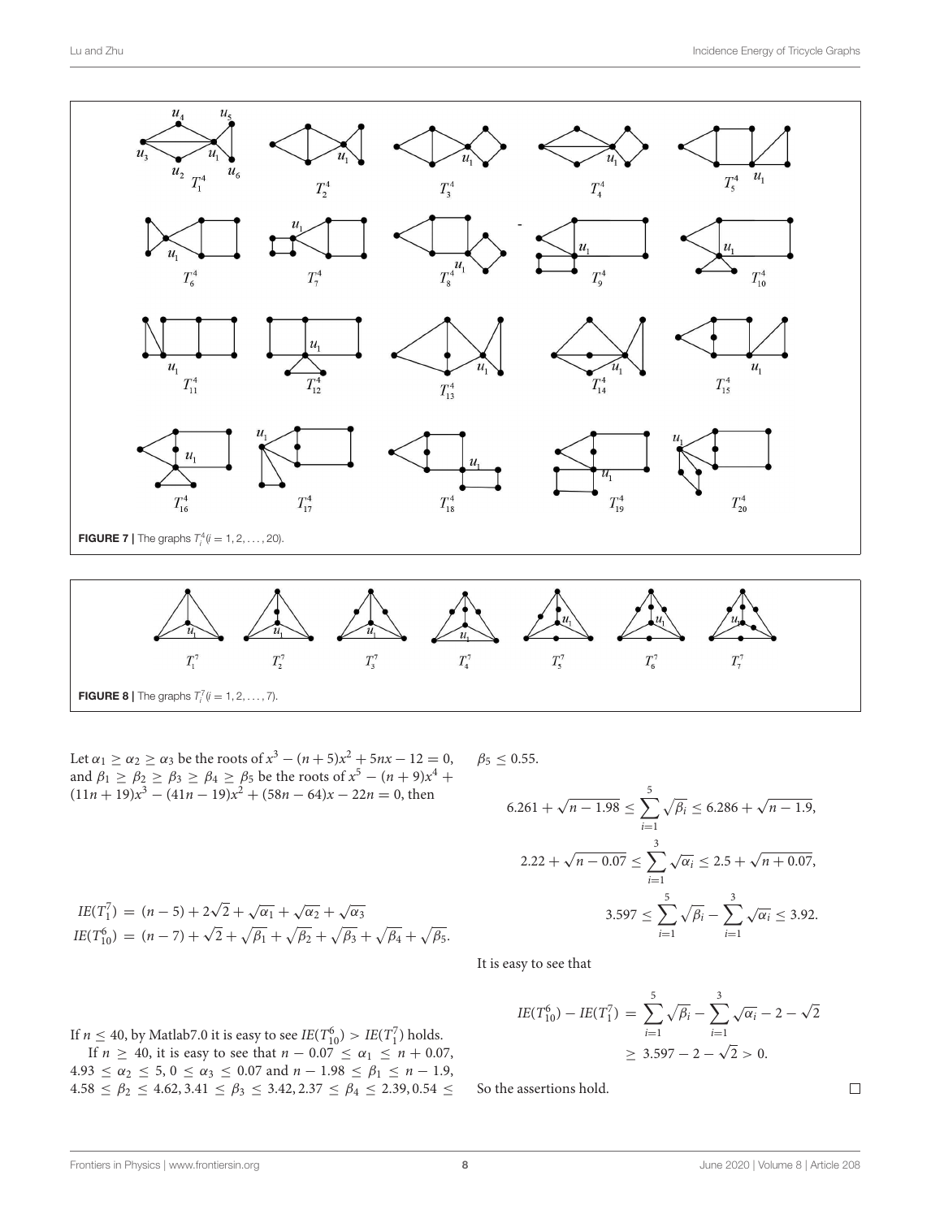**FIGURE 7** | The graphs $T_i^4 (i = 1, 2, \ldots, 20)$.

**FIGURE 8** | The graphs $T_i^7 (i = 1, 2, \ldots, 7)$.

Let $\alpha_1 \geq \alpha_2 \geq \alpha_3$ be the roots of $x^3 - (n+5)x^2 + 5nx - 12 = 0$, and $\beta_1 \geq \beta_2 \geq \beta_3 \geq \beta_4 \geq \beta_5$ be the roots of $x^5 - (n+9)x^4 + (11n+19)x^3 - (41n-19)x^2 + (58n-64)x - 22n = 0$, then

$$IE(T_1^7) = (n-5) + 2\sqrt{2} + \sqrt{\alpha_1} + \sqrt{\alpha_2} + \sqrt{\alpha_3}$$
$$IE(T_{10}^6) = (n-7) + \sqrt{2} + \sqrt{\beta_1} + \sqrt{\beta_2} + \sqrt{\beta_3} + \sqrt{\beta_4} + \sqrt{\beta_5}.$$

If $n \leq 40$, by Matlab7.0 it is easy to see $IE(T_{10}^6) > IE(T_1^7)$ holds.

If $n \geq 40$, it is easy to see that $n - 0.07 \leq \alpha_1 \leq n + 0.07$, $4.93 \leq \alpha_2 \leq 5$, $0 \leq \alpha_3 \leq 0.07$ and $n - 1.98 \leq \beta_1 \leq n - 1.9$, $4.58 \leq \beta_2 \leq 4.62$, $3.41 \leq \beta_3 \leq 3.42$, $2.37 \leq \beta_4 \leq 2.39$, $0.54 \leq \beta_5 \leq 0.55$.

$$6.261 + \sqrt{n - 1.98} \leq \sum_{i=1}^{5} \sqrt{\beta_i} \leq 6.286 + \sqrt{n - 1.9},$$

$$2.22 + \sqrt{n - 0.07} \leq \sum_{i=1}^{3} \sqrt{\alpha_i} \leq 2.5 + \sqrt{n + 0.07},$$

$$3.597 \leq \sum_{i=1}^{5} \sqrt{\beta_i} - \sum_{i=1}^{3} \sqrt{\alpha_i} \leq 3.92.$$

It is easy to see that

$$IE(T_{10}^6) - IE(T_1^7) = \sum_{i=1}^{5} \sqrt{\beta_i} - \sum_{i=1}^{3} \sqrt{\alpha_i} - 2 - \sqrt{2}$$
$$\geq 3.597 - 2 - \sqrt{2} > 0.$$

So the assertions hold. □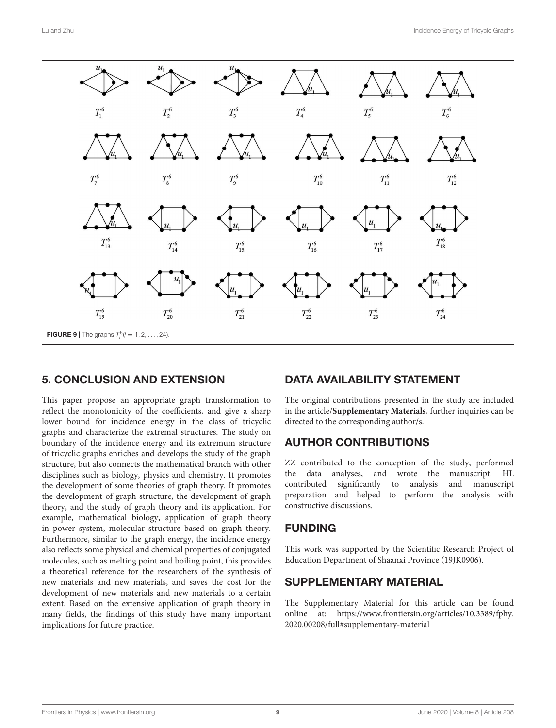**FIGURE 9** | The graphs $T_i^6 (i = 1, 2, \ldots, 24)$.

## 5. CONCLUSION AND EXTENSION

This paper propose an appropriate graph transformation to reflect the monotonicity of the coefficients, and give a sharp lower bound for incidence energy in the class of tricyclic graphs and characterize the extremal structures. The study on boundary of the incidence energy and its extremum structure of tricyclic graphs enriches and develops the study of the graph structure, but also connects the mathematical branch with other disciplines such as biology, physics and chemistry. It promotes the development of some theories of graph theory. It promotes the development of graph structure, the development of graph theory, and the study of graph theory and its application. For example, mathematical biology, application of graph theory in power system, molecular structure based on graph theory. Furthermore, similar to the graph energy, the incidence energy also reflects some physical and chemical properties of conjugated molecules, such as melting point and boiling point, this provides a theoretical reference for the researchers of the synthesis of new materials and new materials, and saves the cost for the development of new materials and new materials to a certain extent. Based on the extensive application of graph theory in many fields, the findings of this study have many important implications for future practice.

## DATA AVAILABILITY STATEMENT

The original contributions presented in the study are included in the article/**Supplementary Materials**, further inquiries can be directed to the corresponding author/s.

## AUTHOR CONTRIBUTIONS

ZZ contributed to the conception of the study, performed the data analyses, and wrote the manuscript. HL contributed significantly to analysis and manuscript preparation and helped to perform the analysis with constructive discussions.

## FUNDING

This work was supported by the Scientific Research Project of Education Department of Shaanxi Province (19JK0906).

## SUPPLEMENTARY MATERIAL

The Supplementary Material for this article can be found online at: https://www.frontiersin.org/articles/10.3389/fphy.2020.00208/full#supplementary-material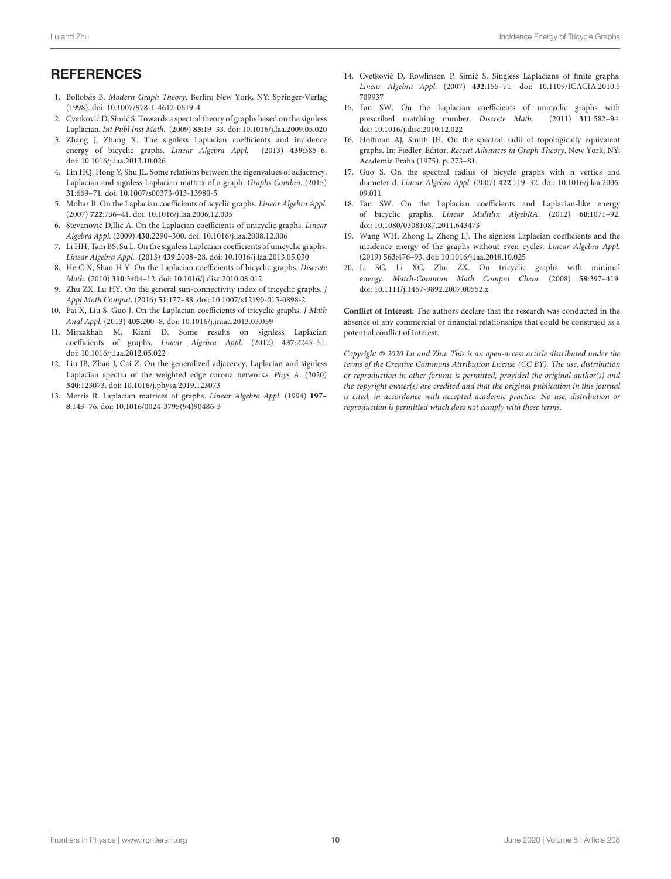## REFERENCES

1. Bollobás B. *Modern Graph Theory*. Berlin; New York, NY: Springer-Verlag (1998). doi: 10.1007/978-1-4612-0619-4
2. Cvetković D, Simić S. Towards a spectral theory of graphs based on the signless Laplacian. *Int Publ Inst Math.* (2009) **85**:19–33. doi: 10.1016/j.laa.2009.05.020
3. Zhang J, Zhang X. The signless Laplacian coefficients and incidence energy of bicyclic graphs. *Linear Algebra Appl.* (2013) **439**:385–6. doi: 10.1016/j.laa.2013.10.026
4. Lin HQ, Hong Y, Shu JL. Some relations between the eigenvalues of adjacency, Laplacian and signless Laplacian mattrix of a graph. *Graphs Combin.* (2015) **31**:669–71. doi: 10.1007/s00373-013-13980-5
5. Mohar B. On the Laplacian coefficients of acyclic graphs. *Linear Algebra Appl.* (2007) **722**:736–41. doi: 10.1016/j.laa.2006.12.005
6. Stevanović D,Ilić A. On the Laplacian coefficients of unicyclic graphs. *Linear Algebra Appl.* (2009) **430**:2290–300. doi: 10.1016/j.laa.2008.12.006
7. Li HH, Tam BS, Su L. On the signless Laplcaian coefficients of unicyclic graphs. *Linear Algebra Appl.* (2013) **439**:2008–28. doi: 10.1016/j.laa.2013.05.030
8. He C X, Shan H Y. On the Laplacian coefficients of bicyclic graphs. *Discrete Math.* (2010) **310**:3404–12. doi: 10.1016/j.disc.2010.08.012
9. Zhu ZX, Lu HY. On the general sun-connectivity index of tricyclic graphs. *J Appl Math Comput*. (2016) **51**:177–88. doi: 10.1007/s12190-015-0898-2
10. Pai X, Liu S, Guo J. On the Laplacian coefficients of tricyclic graphs. *J Math Anal Appl.* (2013) **405**:200–8. doi: 10.1016/j.jmaa.2013.03.059
11. Mirzakhah M, Kiani D. Some results on signless Laplacian coefficients of graphs. *Linear Algebra Appl.* (2012) **437**:2243–51. doi: 10.1016/j.laa.2012.05.022
12. Liu JB, Zhao J, Cai Z. On the generalized adjacency, Laplacian and signless Laplacian spectra of the weighted edge corona networks. *Phys A*. (2020) **540**:123073. doi: 10.1016/j.physa.2019.123073
13. Merris R. Laplacian matrices of graphs. *Linear Algebra Appl.* (1994) **197–8**:143–76. doi: 10.1016/0024-3795(94)90486-3
14. Cvetković D, Rowlinson P, Simić S. Singless Laplacians of finite graphs. *Linear Algebra Appl.* (2007) **432**:155–71. doi: 10.1109/ICACIA.2010.5709937
15. Tan SW. On the Laplacian coefficients of unicyclic graphs with prescribed matching number. *Discrete Math.* (2011) **311**:582–94. doi: 10.1016/j.disc.2010.12.022
16. Hoffman AJ, Smith JH. On the spectral radii of topologically equivalent graphs. In: Fiedler, Editor. *Recent Advances in Graph Theory*. New York, NY: Academia Praha (1975). p. 273–81.
17. Guo S. On the spectral radius of bicycle graphs with n vertics and diameter d. *Linear Algebra Appl.* (2007) **422**:119–32. doi: 10.1016/j.laa.2006.09.011
18. Tan SW. On the Laplacian coefficients and Laplacian-like energy of bicyclic graphs. *Linear Multilin AlgebRA*. (2012) **60**:1071–92. doi: 10.1080/03081087.2011.643473
19. Wang WH, Zhong L, Zheng LJ. The signless Laplacian coefficients and the incidence energy of the graphs without even cycles. *Linear Algebra Appl.* (2019) **563**:476–93. doi: 10.1016/j.laa.2018.10.025
20. Li SC, Li XC, Zhu ZX. On tricyclic graphs with minimal energy. *Match-Commun Math Comput Chem.* (2008) **59**:397–419. doi: 10.1111/j.1467-9892.2007.00552.x

**Conflict of Interest:** The authors declare that the research was conducted in the absence of any commercial or financial relationships that could be construed as a potential conflict of interest.

*Copyright © 2020 Lu and Zhu. This is an open-access article distributed under the terms of the Creative Commons Attribution License (CC BY). The use, distribution or reproduction in other forums is permitted, provided the original author(s) and the copyright owner(s) are credited and that the original publication in this journal is cited, in accordance with accepted academic practice. No use, distribution or reproduction is permitted which does not comply with these terms.*